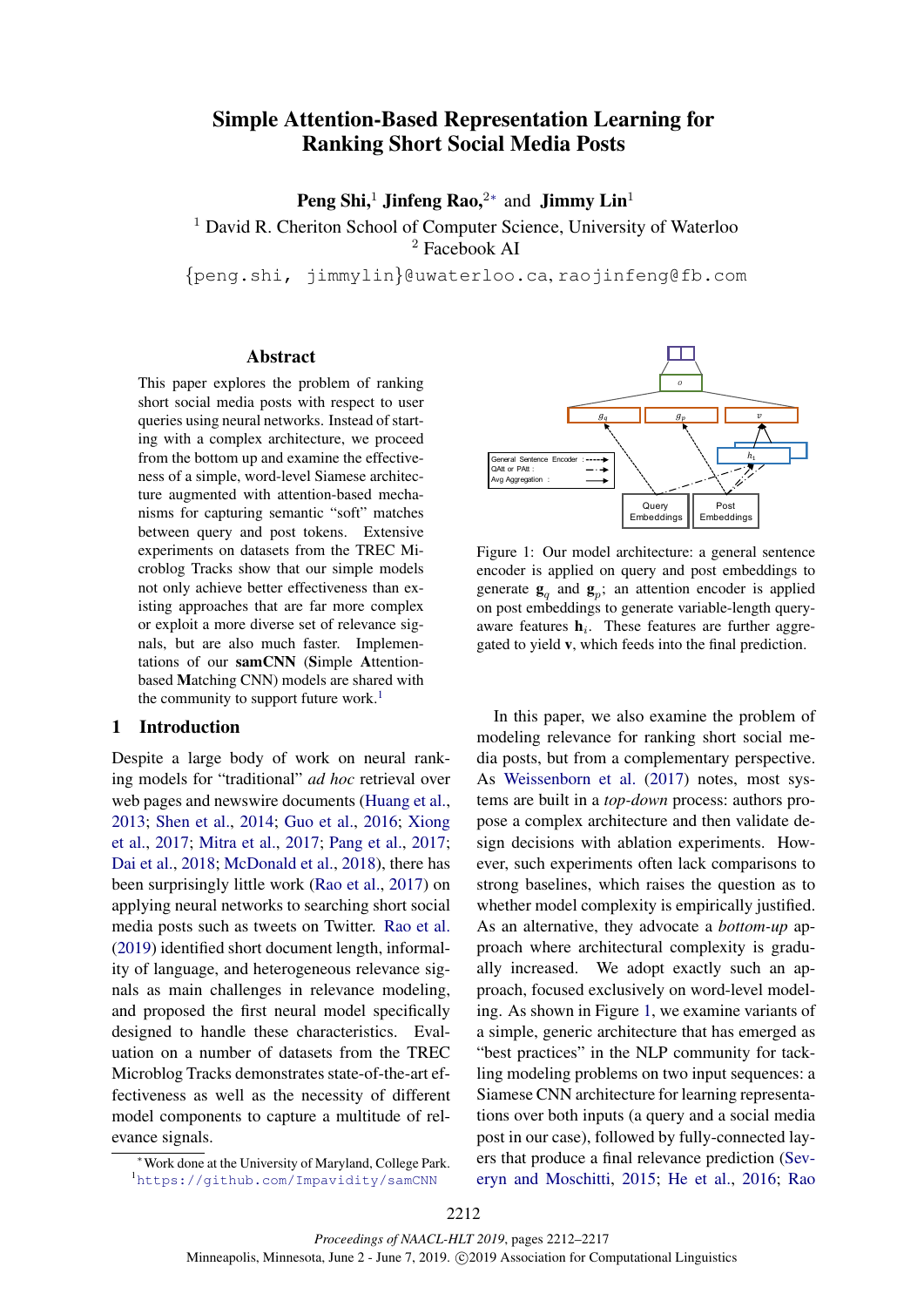# Simple Attention-Based Representation Learning for Ranking Short Social Media Posts

**Peng Shi,**[1] **Jinfeng Rao,**[2*] and **Jimmy Lin**[1]

[1] David R. Cheriton School of Computer Science, University of Waterloo
[2] Facebook AI

{peng.shi, jimmylin}@uwaterloo.ca, raojinfeng@fb.com

## Abstract

This paper explores the problem of ranking short social media posts with respect to user queries using neural networks. Instead of starting with a complex architecture, we proceed from the bottom up and examine the effectiveness of a simple, word-level Siamese architecture augmented with attention-based mechanisms for capturing semantic "soft" matches between query and post tokens. Extensive experiments on datasets from the TREC Microblog Tracks show that our simple models not only achieve better effectiveness than existing approaches that are far more complex or exploit a more diverse set of relevance signals, but are also much faster. Implementations of our **samCNN** (**S**imple **A**ttention-based **M**atching CNN) models are shared with the community to support future work.[1]

## 1 Introduction

Despite a large body of work on neural ranking models for "traditional" *ad hoc* retrieval over web pages and newswire documents (Huang et al., 2013; Shen et al., 2014; Guo et al., 2016; Xiong et al., 2017; Mitra et al., 2017; Pang et al., 2017; Dai et al., 2018; McDonald et al., 2018), there has been surprisingly little work (Rao et al., 2017) on applying neural networks to searching short social media posts such as tweets on Twitter. Rao et al. (2019) identified short document length, informality of language, and heterogeneous relevance signals as main challenges in relevance modeling, and proposed the first neural model specifically designed to handle these characteristics. Evaluation on a number of datasets from the TREC Microblog Tracks demonstrates state-of-the-art effectiveness as well as the necessity of different model components to capture a multitude of relevance signals.

Figure 1: Our model architecture: a general sentence encoder is applied on query and post embeddings to generate $\mathbf{g}_q$ and $\mathbf{g}_p$; an attention encoder is applied on post embeddings to generate variable-length query-aware features $\mathbf{h}_i$. These features are further aggregated to yield $\mathbf{v}$, which feeds into the final prediction.

In this paper, we also examine the problem of modeling relevance for ranking short social media posts, but from a complementary perspective. As Weissenborn et al. (2017) notes, most systems are built in a *top-down* process: authors propose a complex architecture and then validate design decisions with ablation experiments. However, such experiments often lack comparisons to strong baselines, which raises the question as to whether model complexity is empirically justified. As an alternative, they advocate a *bottom-up* approach where architectural complexity is gradually increased. We adopt exactly such an approach, focused exclusively on word-level modeling. As shown in Figure 1, we examine variants of a simple, generic architecture that has emerged as "best practices" in the NLP community for tackling modeling problems on two input sequences: a Siamese CNN architecture for learning representations over both inputs (a query and a social media post in our case), followed by fully-connected layers that produce a final relevance prediction (Severyn and Moschitti, 2015; He et al., 2016; Rao

---

[*] Work done at the University of Maryland, College Park.

[1] https://github.com/Impavidity/samCNN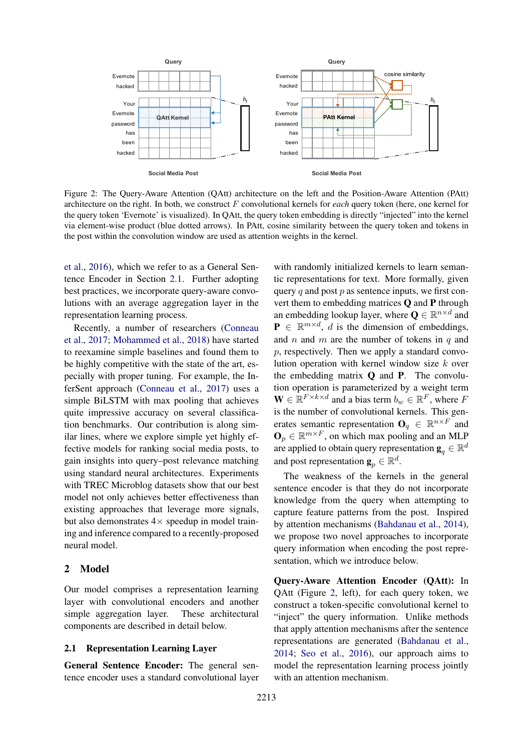Figure 2: The Query-Aware Attention (QAtt) architecture on the left and the Position-Aware Attention (PAtt) architecture on the right. In both, we construct $F$ convolutional kernels for *each* query token (here, one kernel for the query token 'Evernote' is visualized). In QAtt, the query token embedding is directly "injected" into the kernel via element-wise product (blue dotted arrows). In PAtt, cosine similarity between the query token and tokens in the post within the convolution window are used as attention weights in the kernel.

et al., 2016), which we refer to as a General Sentence Encoder in Section 2.1. Further adopting best practices, we incorporate query-aware convolutions with an average aggregation layer in the representation learning process.

Recently, a number of researchers (Conneau et al., 2017; Mohammed et al., 2018) have started to reexamine simple baselines and found them to be highly competitive with the state of the art, especially with proper tuning. For example, the InferSent approach (Conneau et al., 2017) uses a simple BiLSTM with max pooling that achieves quite impressive accuracy on several classification benchmarks. Our contribution is along similar lines, where we explore simple yet highly effective models for ranking social media posts, to gain insights into query–post relevance matching using standard neural architectures. Experiments with TREC Microblog datasets show that our best model not only achieves better effectiveness than existing approaches that leverage more signals, but also demonstrates $4\times$ speedup in model training and inference compared to a recently-proposed neural model.

## 2 Model

Our model comprises a representation learning layer with convolutional encoders and another simple aggregation layer. These architectural components are described in detail below.

### 2.1 Representation Learning Layer

**General Sentence Encoder:** The general sentence encoder uses a standard convolutional layer with randomly initialized kernels to learn semantic representations for text. More formally, given query $q$ and post $p$ as sentence inputs, we first convert them to embedding matrices $\mathbf{Q}$ and $\mathbf{P}$ through an embedding lookup layer, where $\mathbf{Q} \in \mathbb{R}^{n \times d}$ and $\mathbf{P} \in \mathbb{R}^{m \times d}$, $d$ is the dimension of embeddings, and $n$ and $m$ are the number of tokens in $q$ and $p$, respectively. Then we apply a standard convolution operation with kernel window size $k$ over the embedding matrix $\mathbf{Q}$ and $\mathbf{P}$. The convolution operation is parameterized by a weight term $\mathbf{W} \in \mathbb{R}^{F \times k \times d}$ and a bias term $b_w \in \mathbb{R}^F$, where $F$ is the number of convolutional kernels. This generates semantic representation $\mathbf{O}_q \in \mathbb{R}^{n \times F}$ and $\mathbf{O}_p \in \mathbb{R}^{m \times F}$, on which max pooling and an MLP are applied to obtain query representation $\mathbf{g}_q \in \mathbb{R}^d$ and post representation $\mathbf{g}_p \in \mathbb{R}^d$.

The weakness of the kernels in the general sentence encoder is that they do not incorporate knowledge from the query when attempting to capture feature patterns from the post. Inspired by attention mechanisms (Bahdanau et al., 2014), we propose two novel approaches to incorporate query information when encoding the post representation, which we introduce below.

**Query-Aware Attention Encoder (QAtt):** In QAtt (Figure 2, left), for each query token, we construct a token-specific convolutional kernel to "inject" the query information. Unlike methods that apply attention mechanisms after the sentence representations are generated (Bahdanau et al., 2014; Seo et al., 2016), our approach aims to model the representation learning process jointly with an attention mechanism.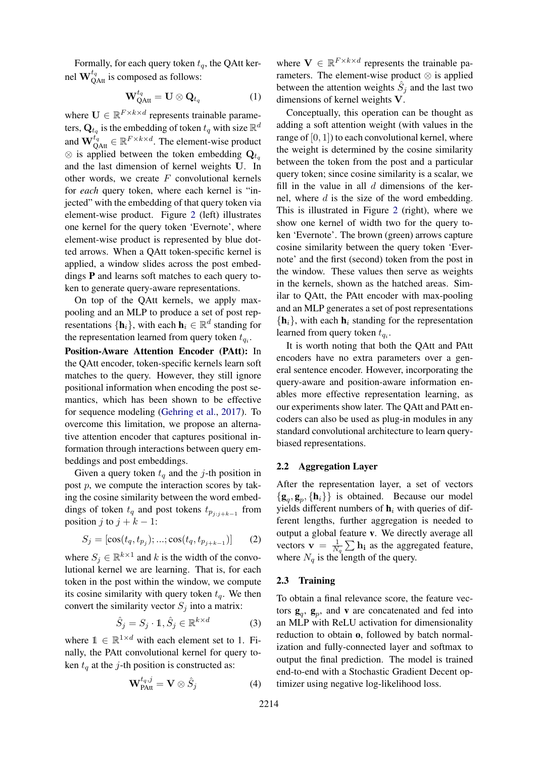Formally, for each query token $t_q$, the QAtt kernel $\mathbf{W}_{\text{QAtt}}^{t_q}$ is composed as follows:

$$\mathbf{W}_{\text{QAtt}}^{t_q} = \mathbf{U} \otimes \mathbf{Q}_{t_q} \tag{1}$$

where $\mathbf{U} \in \mathbb{R}^{F \times k \times d}$ represents trainable parameters, $\mathbf{Q}_{t_q}$ is the embedding of token $t_q$ with size $\mathbb{R}^d$ and $\mathbf{W}_{\text{QAtt}}^{t_q} \in \mathbb{R}^{F \times k \times d}$. The element-wise product $\otimes$ is applied between the token embedding $\mathbf{Q}_{t_q}$ and the last dimension of kernel weights $\mathbf{U}$. In other words, we create $F$ convolutional kernels for *each* query token, where each kernel is "injected" with the embedding of that query token via element-wise product. Figure 2 (left) illustrates one kernel for the query token 'Evernote', where element-wise product is represented by blue dotted arrows. When a QAtt token-specific kernel is applied, a window slides across the post embeddings $\mathbf{P}$ and learns soft matches to each query token to generate query-aware representations.

On top of the QAtt kernels, we apply max-pooling and an MLP to produce a set of post representations $\{\mathbf{h}_i\}$, with each $\mathbf{h}_i \in \mathbb{R}^d$ standing for the representation learned from query token $t_{q_i}$.

**Position-Aware Attention Encoder (PAtt):** In the QAtt encoder, token-specific kernels learn soft matches to the query. However, they still ignore positional information when encoding the post semantics, which has been shown to be effective for sequence modeling (Gehring et al., 2017). To overcome this limitation, we propose an alternative attention encoder that captures positional information through interactions between query embeddings and post embeddings.

Given a query token $t_q$ and the $j$-th position in post $p$, we compute the interaction scores by taking the cosine similarity between the word embeddings of token $t_q$ and post tokens $t_{p_{j:j+k-1}}$ from position $j$ to $j+k-1$:

$$S_j = [\cos(t_q, t_{p_j}); ...; \cos(t_q, t_{p_{j+k-1}})] \tag{2}$$

where $S_j \in \mathbb{R}^{k \times 1}$ and $k$ is the width of the convolutional kernel we are learning. That is, for each token in the post within the window, we compute its cosine similarity with query token $t_q$. We then convert the similarity vector $S_j$ into a matrix:

$$\hat{S}_j = S_j \cdot \mathbb{1}, \hat{S}_j \in \mathbb{R}^{k \times d} \tag{3}$$

where $\mathbb{1} \in \mathbb{R}^{1 \times d}$ with each element set to 1. Finally, the PAtt convolutional kernel for query token $t_q$ at the $j$-th position is constructed as:

$$\mathbf{W}_{\text{PAtt}}^{t_q, j} = \mathbf{V} \otimes \hat{S}_j \tag{4}$$

where $\mathbf{V} \in \mathbb{R}^{F \times k \times d}$ represents the trainable parameters. The element-wise product $\otimes$ is applied between the attention weights $\hat{S}_j$ and the last two dimensions of kernel weights $\mathbf{V}$.

Conceptually, this operation can be thought as adding a soft attention weight (with values in the range of $[0, 1]$) to each convolutional kernel, where the weight is determined by the cosine similarity between the token from the post and a particular query token; since cosine similarity is a scalar, we fill in the value in all $d$ dimensions of the kernel, where $d$ is the size of the word embedding. This is illustrated in Figure 2 (right), where we show one kernel of width two for the query token 'Evernote'. The brown (green) arrows capture cosine similarity between the query token 'Evernote' and the first (second) token from the post in the window. These values then serve as weights in the kernels, shown as the hatched areas. Similar to QAtt, the PAtt encoder with max-pooling and an MLP generates a set of post representations $\{\mathbf{h}_i\}$, with each $\mathbf{h}_i$ standing for the representation learned from query token $t_{q_i}$.

It is worth noting that both the QAtt and PAtt encoders have no extra parameters over a general sentence encoder. However, incorporating the query-aware and position-aware information enables more effective representation learning, as our experiments show later. The QAtt and PAtt encoders can also be used as plug-in modules in any standard convolutional architecture to learn query-biased representations.

## 2.2 Aggregation Layer

After the representation layer, a set of vectors $\{\mathbf{g}_q, \mathbf{g}_p, \{\mathbf{h}_i\}\}$ is obtained. Because our model yields different numbers of $\mathbf{h}_i$ with queries of different lengths, further aggregation is needed to output a global feature $\mathbf{v}$. We directly average all vectors $\mathbf{v} = \frac{1}{N_q} \sum \mathbf{h_i}$ as the aggregated feature, where $N_q$ is the length of the query.

## 2.3 Training

To obtain a final relevance score, the feature vectors $\mathbf{g}_q$, $\mathbf{g}_p$, and $\mathbf{v}$ are concatenated and fed into an MLP with ReLU activation for dimensionality reduction to obtain $\mathbf{o}$, followed by batch normalization and fully-connected layer and softmax to output the final prediction. The model is trained end-to-end with a Stochastic Gradient Decent optimizer using negative log-likelihood loss.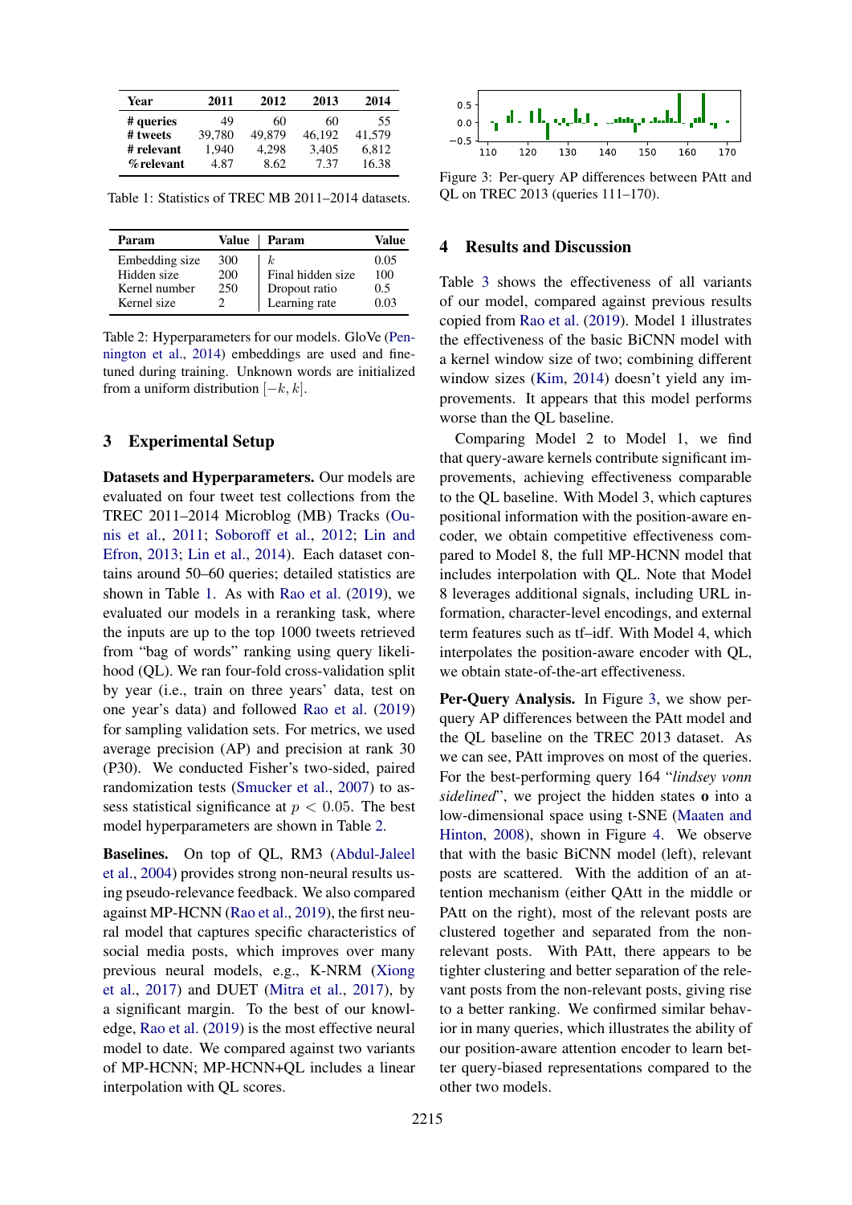| Year | 2011 | 2012 | 2013 | 2014 |
|---|---|---|---|---|
| **# queries** | 49 | 60 | 60 | 55 |
| **# tweets** | 39,780 | 49,879 | 46,192 | 41,579 |
| **# relevant** | 1,940 | 4,298 | 3,405 | 6,812 |
| **%relevant** | 4.87 | 8.62 | 7.37 | 16.38 |

Table 1: Statistics of TREC MB 2011–2014 datasets.

| Param | Value | Param | Value |
|---|---|---|---|
| Embedding size | 300 | $k$ | 0.05 |
| Hidden size | 200 | Final hidden size | 100 |
| Kernel number | 250 | Dropout ratio | 0.5 |
| Kernel size | 2 | Learning rate | 0.03 |

Table 2: Hyperparameters for our models. GloVe (Pennington et al., 2014) embeddings are used and fine-tuned during training. Unknown words are initialized from a uniform distribution $[-k, k]$.

## 3 Experimental Setup

**Datasets and Hyperparameters.** Our models are evaluated on four tweet test collections from the TREC 2011–2014 Microblog (MB) Tracks (Ounis et al., 2011; Soboroff et al., 2012; Lin and Efron, 2013; Lin et al., 2014). Each dataset contains around 50–60 queries; detailed statistics are shown in Table 1. As with Rao et al. (2019), we evaluated our models in a reranking task, where the inputs are up to the top 1000 tweets retrieved from "bag of words" ranking using query likelihood (QL). We ran four-fold cross-validation split by year (i.e., train on three years' data, test on one year's data) and followed Rao et al. (2019) for sampling validation sets. For metrics, we used average precision (AP) and precision at rank 30 (P30). We conducted Fisher's two-sided, paired randomization tests (Smucker et al., 2007) to assess statistical significance at $p < 0.05$. The best model hyperparameters are shown in Table 2.

**Baselines.** On top of QL, RM3 (Abdul-Jaleel et al., 2004) provides strong non-neural results using pseudo-relevance feedback. We also compared against MP-HCNN (Rao et al., 2019), the first neural model that captures specific characteristics of social media posts, which improves over many previous neural models, e.g., K-NRM (Xiong et al., 2017) and DUET (Mitra et al., 2017), by a significant margin. To the best of our knowledge, Rao et al. (2019) is the most effective neural model to date. We compared against two variants of MP-HCNN; MP-HCNN+QL includes a linear interpolation with QL scores.

Figure 3: Per-query AP differences between PAtt and QL on TREC 2013 (queries 111–170).

## 4 Results and Discussion

Table 3 shows the effectiveness of all variants of our model, compared against previous results copied from Rao et al. (2019). Model 1 illustrates the effectiveness of the basic BiCNN model with a kernel window size of two; combining different window sizes (Kim, 2014) doesn't yield any improvements. It appears that this model performs worse than the QL baseline.

Comparing Model 2 to Model 1, we find that query-aware kernels contribute significant improvements, achieving effectiveness comparable to the QL baseline. With Model 3, which captures positional information with the position-aware encoder, we obtain competitive effectiveness compared to Model 8, the full MP-HCNN model that includes interpolation with QL. Note that Model 8 leverages additional signals, including URL information, character-level encodings, and external term features such as tf–idf. With Model 4, which interpolates the position-aware encoder with QL, we obtain state-of-the-art effectiveness.

**Per-Query Analysis.** In Figure 3, we show per-query AP differences between the PAtt model and the QL baseline on the TREC 2013 dataset. As we can see, PAtt improves on most of the queries. For the best-performing query 164 "*lindsey vonn sidelined*", we project the hidden states **o** into a low-dimensional space using t-SNE (Maaten and Hinton, 2008), shown in Figure 4. We observe that with the basic BiCNN model (left), relevant posts are scattered. With the addition of an attention mechanism (either QAtt in the middle or PAtt on the right), most of the relevant posts are clustered together and separated from the non-relevant posts. With PAtt, there appears to be tighter clustering and better separation of the relevant posts from the non-relevant posts, giving rise to a better ranking. We confirmed similar behavior in many queries, which illustrates the ability of our position-aware attention encoder to learn better query-biased representations compared to the other two models.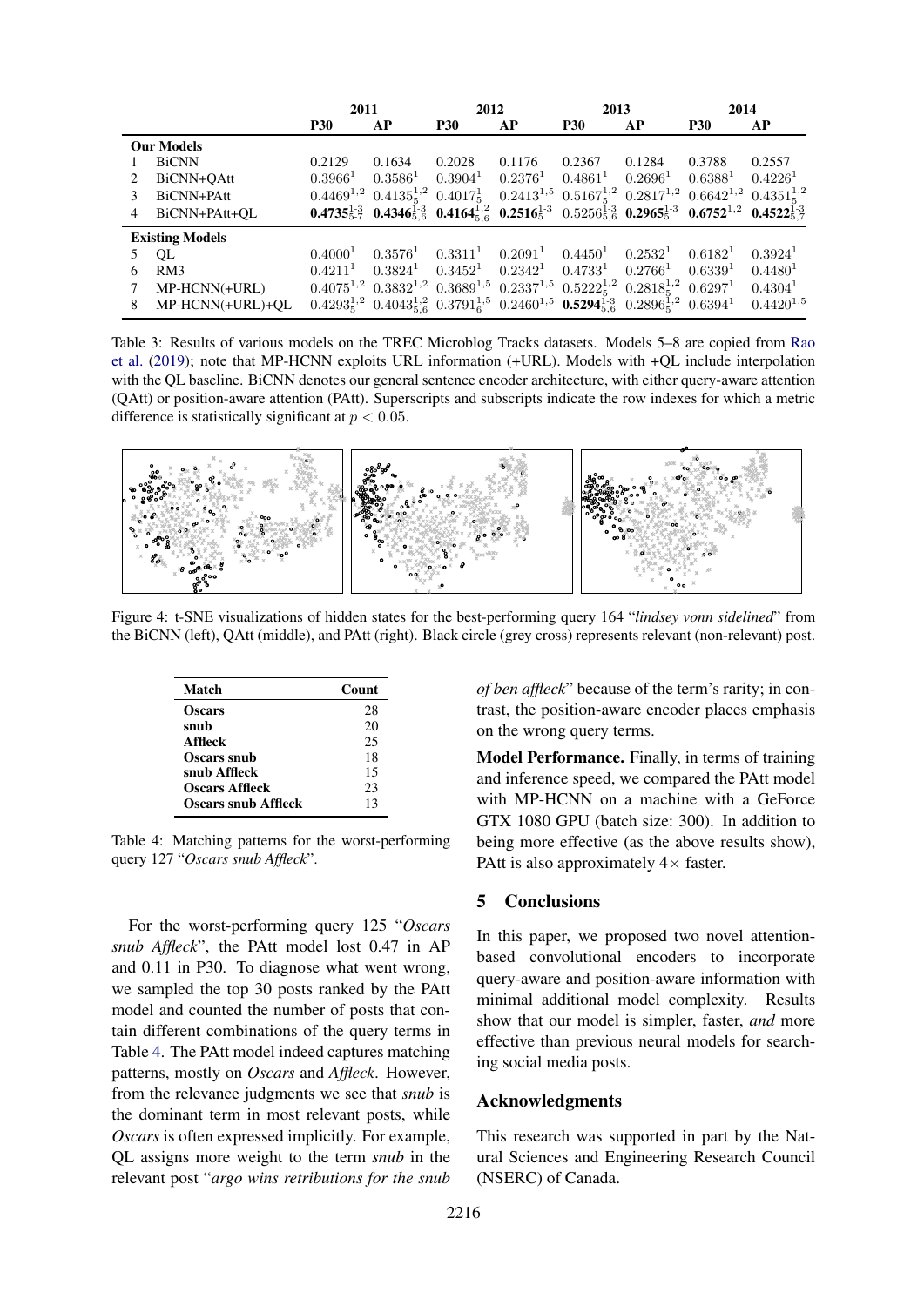| | | 2011 | | 2012 | | 2013 | | 2014 | |
|---|---|---|---|---|---|---|---|---|---|
| | | **P30** | **AP** | **P30** | **AP** | **P30** | **AP** | **P30** | **AP** |
| **Our Models** | | | | | | | | | |
| 1 | BiCNN | 0.2129 | 0.1634 | 0.2028 | 0.1176 | 0.2367 | 0.1284 | 0.3788 | 0.2557 |
| 2 | BiCNN+QAtt | $0.3966^{1}$ | $0.3586^{1}$ | $0.3904^{1}$ | $0.2376^{1}$ | $0.4861^{1}$ | $0.2696^{1}$ | $0.6388^{1}$ | $0.4226^{1}$ |
| 3 | BiCNN+PAtt | $0.4469^{1,2}$ | $0.4135_{5}^{1,2}$ | $0.4017_{5}^{1}$ | $0.2413^{1,5}$ | $0.5167_{5}^{1,2}$ | $0.2817^{1,2}$ | $0.6642^{1,2}$ | $0.4351_{5}^{1,2}$ |
| 4 | BiCNN+PAtt+QL | $\mathbf{0.4735_{5\text{-}7}^{1\text{-}3}}$ | $\mathbf{0.4346_{5,6}^{1\text{-}3}}$ | $\mathbf{0.4164_{5,6}^{1,2}}$ | $\mathbf{0.2516_{5}^{1\text{-}3}}$ | $0.5256_{5,6}^{1\text{-}3}$ | $\mathbf{0.2965_{5}^{1\text{-}3}}$ | $\mathbf{0.6752^{1,2}}$ | $\mathbf{0.4522_{5,7}^{1\text{-}3}}$ |
| **Existing Models** | | | | | | | | | |
| 5 | QL | $0.4000^{1}$ | $0.3576^{1}$ | $0.3311^{1}$ | $0.2091^{1}$ | $0.4450^{1}$ | $0.2532^{1}$ | $0.6182^{1}$ | $0.3924^{1}$ |
| 6 | RM3 | $0.4211^{1}$ | $0.3824^{1}$ | $0.3452^{1}$ | $0.2342^{1}$ | $0.4733^{1}$ | $0.2766^{1}$ | $0.6339^{1}$ | $0.4480^{1}$ |
| 7 | MP-HCNN(+URL) | $0.4075^{1,2}$ | $0.3832^{1,2}$ | $0.3689^{1,5}$ | $0.2337^{1,5}$ | $0.5222_{5}^{1,2}$ | $0.2818_{5}^{1,2}$ | $0.6297^{1}$ | $0.4304^{1}$ |
| 8 | MP-HCNN(+URL)+QL | $0.4293_{5}^{1,2}$ | $0.4043_{5,6}^{1,2}$ | $0.3791_{6}^{1,5}$ | $0.2460^{1,5}$ | $\mathbf{0.5294_{5,6}^{1\text{-}3}}$ | $0.2896_{5}^{1,2}$ | $0.6394^{1}$ | $0.4420^{1,5}$ |

Table 3: Results of various models on the TREC Microblog Tracks datasets. Models 5–8 are copied from Rao et al. (2019); note that MP-HCNN exploits URL information (+URL). Models with +QL include interpolation with the QL baseline. BiCNN denotes our general sentence encoder architecture, with either query-aware attention (QAtt) or position-aware attention (PAtt). Superscripts and subscripts indicate the row indexes for which a metric difference is statistically significant at $p < 0.05$.

Figure 4: t-SNE visualizations of hidden states for the best-performing query 164 "*lindsey vonn sidelined*" from the BiCNN (left), QAtt (middle), and PAtt (right). Black circle (grey cross) represents relevant (non-relevant) post.

| Match | Count |
|---|---|
| **Oscars** | 28 |
| **snub** | 20 |
| **Affleck** | 25 |
| **Oscars snub** | 18 |
| **snub Affleck** | 15 |
| **Oscars Affleck** | 23 |
| **Oscars snub Affleck** | 13 |

Table 4: Matching patterns for the worst-performing query 127 "*Oscars snub Affleck*".

For the worst-performing query 125 "*Oscars snub Affleck*", the PAtt model lost 0.47 in AP and 0.11 in P30. To diagnose what went wrong, we sampled the top 30 posts ranked by the PAtt model and counted the number of posts that contain different combinations of the query terms in Table 4. The PAtt model indeed captures matching patterns, mostly on *Oscars* and *Affleck*. However, from the relevance judgments we see that *snub* is the dominant term in most relevant posts, while *Oscars* is often expressed implicitly. For example, QL assigns more weight to the term *snub* in the relevant post "*argo wins retributions for the snub of ben affleck*" because of the term's rarity; in contrast, the position-aware encoder places emphasis on the wrong query terms.

**Model Performance.** Finally, in terms of training and inference speed, we compared the PAtt model with MP-HCNN on a machine with a GeForce GTX 1080 GPU (batch size: 300). In addition to being more effective (as the above results show), PAtt is also approximately 4× faster.

## 5 Conclusions

In this paper, we proposed two novel attention-based convolutional encoders to incorporate query-aware and position-aware information with minimal additional model complexity. Results show that our model is simpler, faster, *and* more effective than previous neural models for searching social media posts.

## Acknowledgments

This research was supported in part by the Natural Sciences and Engineering Research Council (NSERC) of Canada.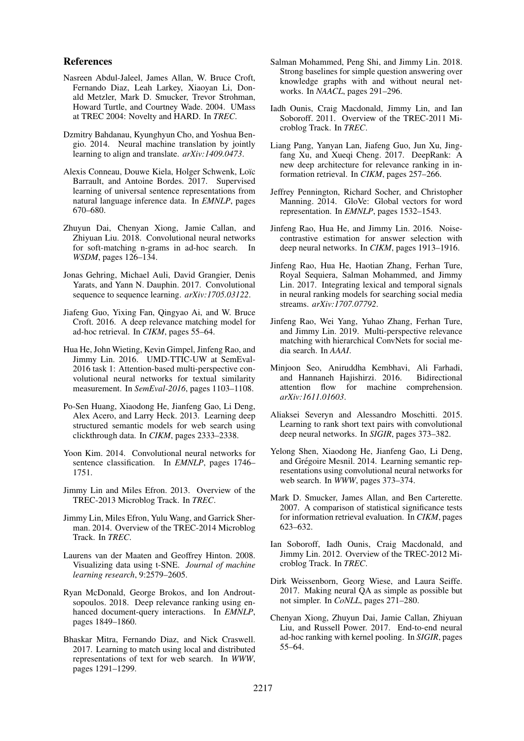## References

Nasreen Abdul-Jaleel, James Allan, W. Bruce Croft, Fernando Diaz, Leah Larkey, Xiaoyan Li, Donald Metzler, Mark D. Smucker, Trevor Strohman, Howard Turtle, and Courtney Wade. 2004. UMass at TREC 2004: Novelty and HARD. In *TREC*.

Dzmitry Bahdanau, Kyunghyun Cho, and Yoshua Bengio. 2014. Neural machine translation by jointly learning to align and translate. *arXiv:1409.0473*.

Alexis Conneau, Douwe Kiela, Holger Schwenk, Loïc Barrault, and Antoine Bordes. 2017. Supervised learning of universal sentence representations from natural language inference data. In *EMNLP*, pages 670–680.

Zhuyun Dai, Chenyan Xiong, Jamie Callan, and Zhiyuan Liu. 2018. Convolutional neural networks for soft-matching n-grams in ad-hoc search. In *WSDM*, pages 126–134.

Jonas Gehring, Michael Auli, David Grangier, Denis Yarats, and Yann N. Dauphin. 2017. Convolutional sequence to sequence learning. *arXiv:1705.03122*.

Jiafeng Guo, Yixing Fan, Qingyao Ai, and W. Bruce Croft. 2016. A deep relevance matching model for ad-hoc retrieval. In *CIKM*, pages 55–64.

Hua He, John Wieting, Kevin Gimpel, Jinfeng Rao, and Jimmy Lin. 2016. UMD-TTIC-UW at SemEval-2016 task 1: Attention-based multi-perspective convolutional neural networks for textual similarity measurement. In *SemEval-2016*, pages 1103–1108.

Po-Sen Huang, Xiaodong He, Jianfeng Gao, Li Deng, Alex Acero, and Larry Heck. 2013. Learning deep structured semantic models for web search using clickthrough data. In *CIKM*, pages 2333–2338.

Yoon Kim. 2014. Convolutional neural networks for sentence classification. In *EMNLP*, pages 1746–1751.

Jimmy Lin and Miles Efron. 2013. Overview of the TREC-2013 Microblog Track. In *TREC*.

Jimmy Lin, Miles Efron, Yulu Wang, and Garrick Sherman. 2014. Overview of the TREC-2014 Microblog Track. In *TREC*.

Laurens van der Maaten and Geoffrey Hinton. 2008. Visualizing data using t-SNE. *Journal of machine learning research*, 9:2579–2605.

Ryan McDonald, George Brokos, and Ion Androutsopoulos. 2018. Deep relevance ranking using enhanced document-query interactions. In *EMNLP*, pages 1849–1860.

Bhaskar Mitra, Fernando Diaz, and Nick Craswell. 2017. Learning to match using local and distributed representations of text for web search. In *WWW*, pages 1291–1299.

Salman Mohammed, Peng Shi, and Jimmy Lin. 2018. Strong baselines for simple question answering over knowledge graphs with and without neural networks. In *NAACL*, pages 291–296.

Iadh Ounis, Craig Macdonald, Jimmy Lin, and Ian Soboroff. 2011. Overview of the TREC-2011 Microblog Track. In *TREC*.

Liang Pang, Yanyan Lan, Jiafeng Guo, Jun Xu, Jingfang Xu, and Xueqi Cheng. 2017. DeepRank: A new deep architecture for relevance ranking in information retrieval. In *CIKM*, pages 257–266.

Jeffrey Pennington, Richard Socher, and Christopher Manning. 2014. GloVe: Global vectors for word representation. In *EMNLP*, pages 1532–1543.

Jinfeng Rao, Hua He, and Jimmy Lin. 2016. Noise-contrastive estimation for answer selection with deep neural networks. In *CIKM*, pages 1913–1916.

Jinfeng Rao, Hua He, Haotian Zhang, Ferhan Ture, Royal Sequiera, Salman Mohammed, and Jimmy Lin. 2017. Integrating lexical and temporal signals in neural ranking models for searching social media streams. *arXiv:1707.07792*.

Jinfeng Rao, Wei Yang, Yuhao Zhang, Ferhan Ture, and Jimmy Lin. 2019. Multi-perspective relevance matching with hierarchical ConvNets for social media search. In *AAAI*.

Minjoon Seo, Aniruddha Kembhavi, Ali Farhadi, and Hannaneh Hajishirzi. 2016. Bidirectional attention flow for machine comprehension. *arXiv:1611.01603*.

Aliaksei Severyn and Alessandro Moschitti. 2015. Learning to rank short text pairs with convolutional deep neural networks. In *SIGIR*, pages 373–382.

Yelong Shen, Xiaodong He, Jianfeng Gao, Li Deng, and Grégoire Mesnil. 2014. Learning semantic representations using convolutional neural networks for web search. In *WWW*, pages 373–374.

Mark D. Smucker, James Allan, and Ben Carterette. 2007. A comparison of statistical significance tests for information retrieval evaluation. In *CIKM*, pages 623–632.

Ian Soboroff, Iadh Ounis, Craig Macdonald, and Jimmy Lin. 2012. Overview of the TREC-2012 Microblog Track. In *TREC*.

Dirk Weissenborn, Georg Wiese, and Laura Seiffe. 2017. Making neural QA as simple as possible but not simpler. In *CoNLL*, pages 271–280.

Chenyan Xiong, Zhuyun Dai, Jamie Callan, Zhiyuan Liu, and Russell Power. 2017. End-to-end neural ad-hoc ranking with kernel pooling. In *SIGIR*, pages 55–64.